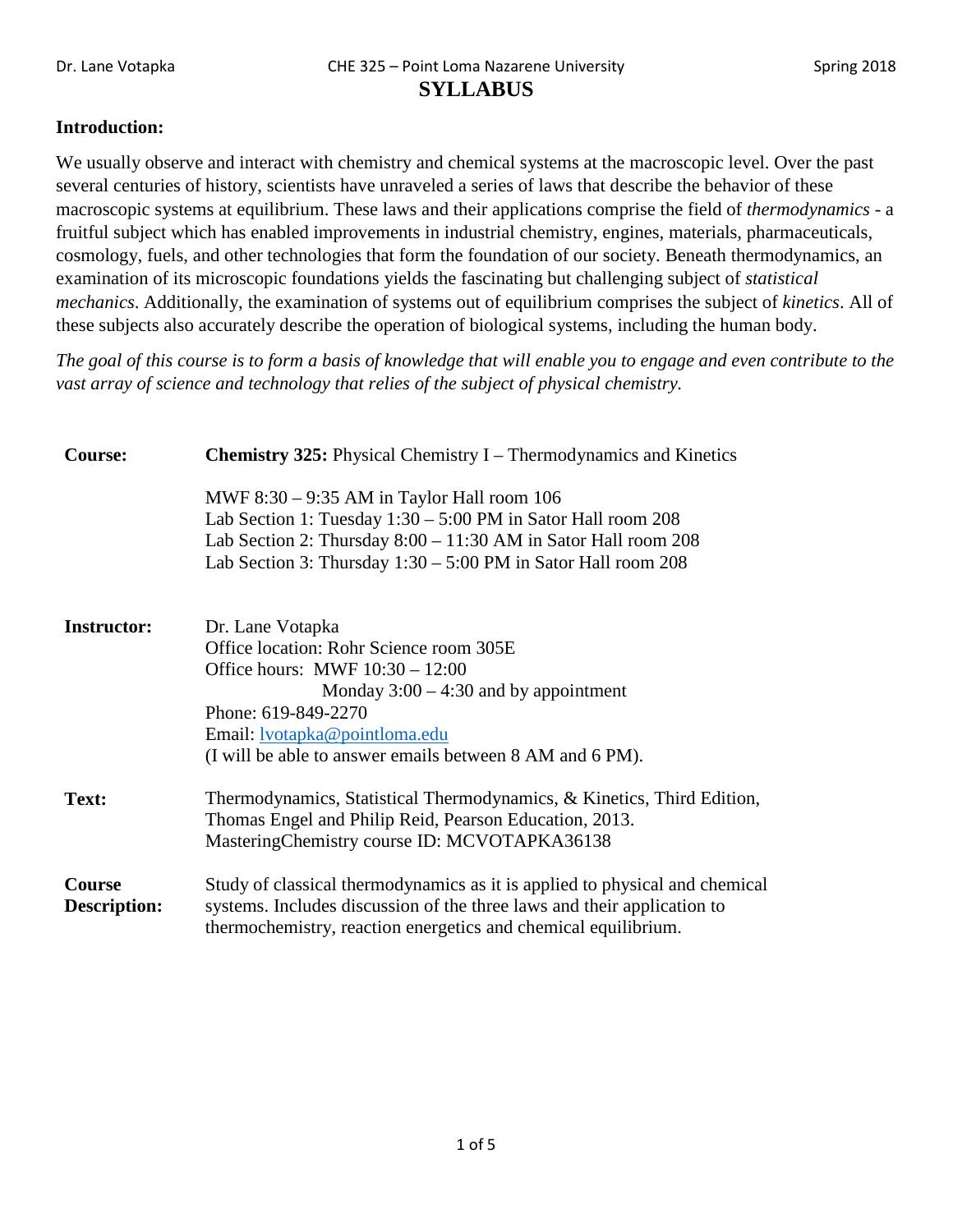# SYLLABUS

**Introduction:**

We usually observe and interact with chemistry and chemical systems at the macroscopic level. Over the past several centuries of history, scientists have unraveled a series of laws that describe the behavior of these macroscopic systems at equilibrium. These laws and their applications comprise the field of *thermodynamics* - a fruitful subject which has enabled improvements in industrial chemistry, engines, materials, pharmaceuticals, cosmology, fuels, and other technologies that form the foundation of our society. Beneath thermodynamics, an examination of its microscopic foundations yields the fascinating but challenging subject of *statistical mechanics*. Additionally, the examination of systems out of equilibrium comprises the subject of *kinetics*. All of these subjects also accurately describe the operation of biological systems, including the human body.

*The goal of this course is to form a basis of knowledge that will enable you to engage and even contribute to the vast array of science and technology that relies of the subject of physical chemistry.*

**Course:** **Chemistry 325:** Physical Chemistry I – Thermodynamics and Kinetics

MWF 8:30 – 9:35 AM in Taylor Hall room 106
Lab Section 1: Tuesday 1:30 – 5:00 PM in Sator Hall room 208
Lab Section 2: Thursday 8:00 – 11:30 AM in Sator Hall room 208
Lab Section 3: Thursday 1:30 – 5:00 PM in Sator Hall room 208

**Instructor:** Dr. Lane Votapka
Office location: Rohr Science room 305E
Office hours: MWF 10:30 – 12:00
Monday 3:00 – 4:30 and by appointment
Phone: 619-849-2270
Email: lvotapka@pointloma.edu
(I will be able to answer emails between 8 AM and 6 PM).

**Text:** Thermodynamics, Statistical Thermodynamics, & Kinetics, Third Edition, Thomas Engel and Philip Reid, Pearson Education, 2013.
MasteringChemistry course ID: MCVOTAPKA36138

**Course Description:** Study of classical thermodynamics as it is applied to physical and chemical systems. Includes discussion of the three laws and their application to thermochemistry, reaction energetics and chemical equilibrium.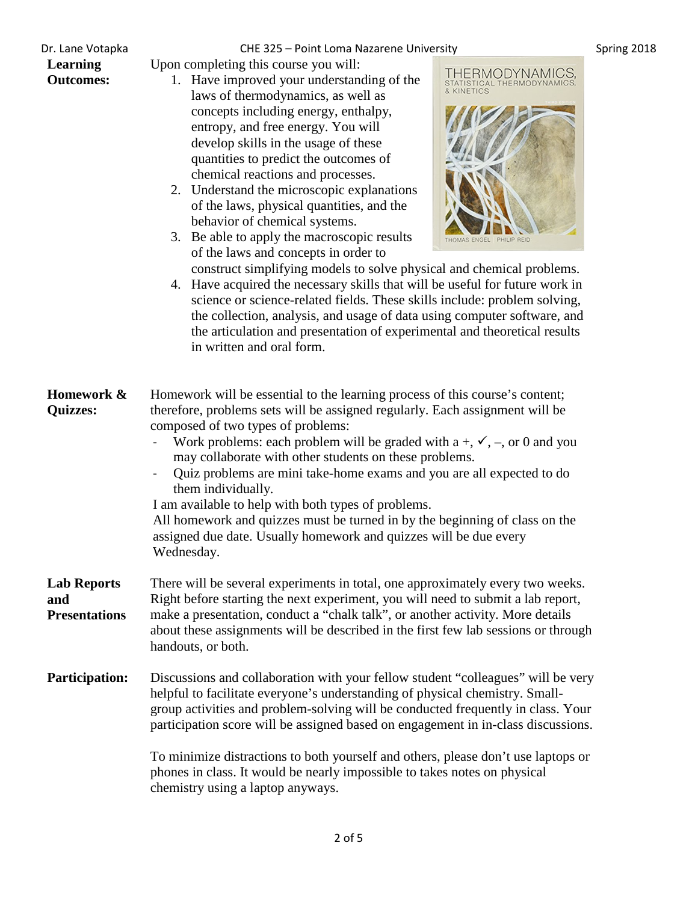**Learning Outcomes:**

Upon completing this course you will:

1. Have improved your understanding of the laws of thermodynamics, as well as concepts including energy, enthalpy, entropy, and free energy. You will develop skills in the usage of these quantities to predict the outcomes of chemical reactions and processes.
2. Understand the microscopic explanations of the laws, physical quantities, and the behavior of chemical systems.
3. Be able to apply the macroscopic results of the laws and concepts in order to construct simplifying models to solve physical and chemical problems.
4. Have acquired the necessary skills that will be useful for future work in science or science-related fields. These skills include: problem solving, the collection, analysis, and usage of data using computer software, and the articulation and presentation of experimental and theoretical results in written and oral form.

**Homework & Quizzes:**

Homework will be essential to the learning process of this course's content; therefore, problems sets will be assigned regularly. Each assignment will be composed of two types of problems:

- Work problems: each problem will be graded with a +, ✓, –, or 0 and you may collaborate with other students on these problems.
- Quiz problems are mini take-home exams and you are all expected to do them individually.

I am available to help with both types of problems.

All homework and quizzes must be turned in by the beginning of class on the assigned due date. Usually homework and quizzes will be due every Wednesday.

**Lab Reports and Presentations**

There will be several experiments in total, one approximately every two weeks. Right before starting the next experiment, you will need to submit a lab report, make a presentation, conduct a "chalk talk", or another activity. More details about these assignments will be described in the first few lab sessions or through handouts, or both.

**Participation:**

Discussions and collaboration with your fellow student "colleagues" will be very helpful to facilitate everyone's understanding of physical chemistry. Small-group activities and problem-solving will be conducted frequently in class. Your participation score will be assigned based on engagement in in-class discussions.

To minimize distractions to both yourself and others, please don't use laptops or phones in class. It would be nearly impossible to takes notes on physical chemistry using a laptop anyways.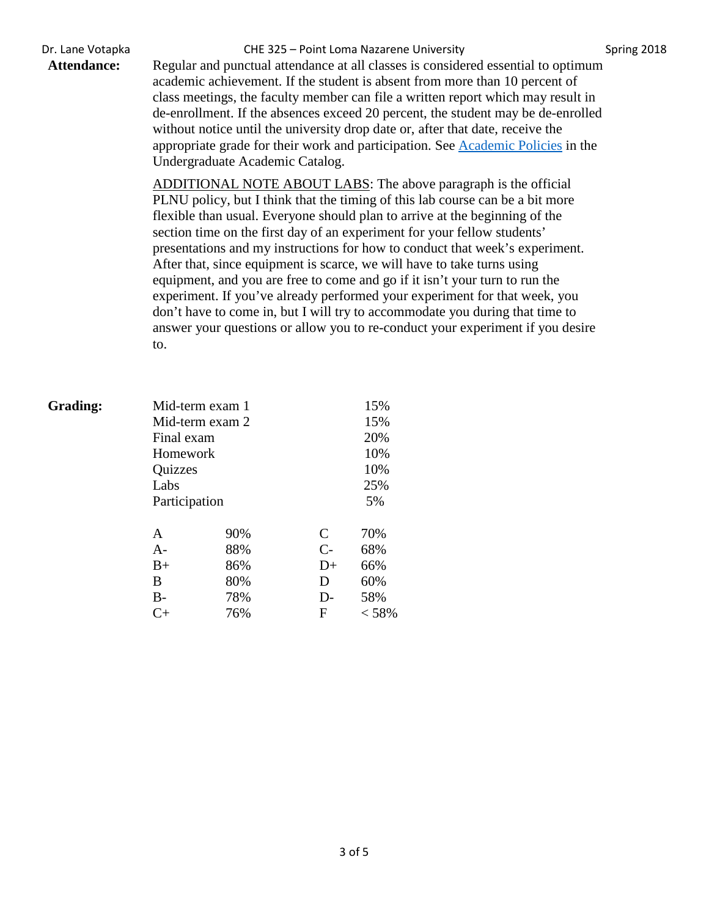**Attendance:** Regular and punctual attendance at all classes is considered essential to optimum academic achievement. If the student is absent from more than 10 percent of class meetings, the faculty member can file a written report which may result in de-enrollment. If the absences exceed 20 percent, the student may be de-enrolled without notice until the university drop date or, after that date, receive the appropriate grade for their work and participation. See [Academic Policies]() in the Undergraduate Academic Catalog.

ADDITIONAL NOTE ABOUT LABS: The above paragraph is the official PLNU policy, but I think that the timing of this lab course can be a bit more flexible than usual. Everyone should plan to arrive at the beginning of the section time on the first day of an experiment for your fellow students' presentations and my instructions for how to conduct that week's experiment. After that, since equipment is scarce, we will have to take turns using equipment, and you are free to come and go if it isn't your turn to run the experiment. If you've already performed your experiment for that week, you don't have to come in, but I will try to accommodate you during that time to answer your questions or allow you to re-conduct your experiment if you desire to.

**Grading:**

| Component | Weight |
|---|---|
| Mid-term exam 1 | 15% |
| Mid-term exam 2 | 15% |
| Final exam | 20% |
| Homework | 10% |
| Quizzes | 10% |
| Labs | 25% |
| Participation | 5% |

| Grade | Cutoff | Grade | Cutoff |
|---|---|---|---|
| A | 90% | C | 70% |
| A- | 88% | C- | 68% |
| B+ | 86% | D+ | 66% |
| B | 80% | D | 60% |
| B- | 78% | D- | 58% |
| C+ | 76% | F | < 58% |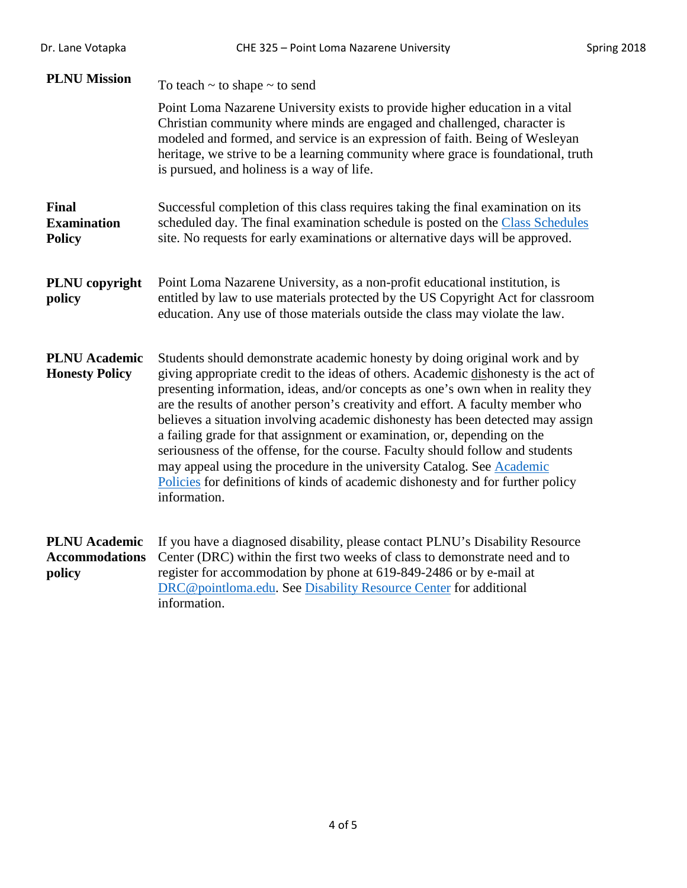**PLNU Mission**

To teach ~ to shape ~ to send

Point Loma Nazarene University exists to provide higher education in a vital Christian community where minds are engaged and challenged, character is modeled and formed, and service is an expression of faith. Being of Wesleyan heritage, we strive to be a learning community where grace is foundational, truth is pursued, and holiness is a way of life.

**Final Examination Policy**

Successful completion of this class requires taking the final examination on its scheduled day. The final examination schedule is posted on the Class Schedules site. No requests for early examinations or alternative days will be approved.

**PLNU copyright policy**

Point Loma Nazarene University, as a non-profit educational institution, is entitled by law to use materials protected by the US Copyright Act for classroom education. Any use of those materials outside the class may violate the law.

**PLNU Academic Honesty Policy**

Students should demonstrate academic honesty by doing original work and by giving appropriate credit to the ideas of others. Academic dishonesty is the act of presenting information, ideas, and/or concepts as one's own when in reality they are the results of another person's creativity and effort. A faculty member who believes a situation involving academic dishonesty has been detected may assign a failing grade for that assignment or examination, or, depending on the seriousness of the offense, for the course. Faculty should follow and students may appeal using the procedure in the university Catalog. See Academic Policies for definitions of kinds of academic dishonesty and for further policy information.

**PLNU Academic Accommodations policy**

If you have a diagnosed disability, please contact PLNU's Disability Resource Center (DRC) within the first two weeks of class to demonstrate need and to register for accommodation by phone at 619-849-2486 or by e-mail at DRC@pointloma.edu. See Disability Resource Center for additional information.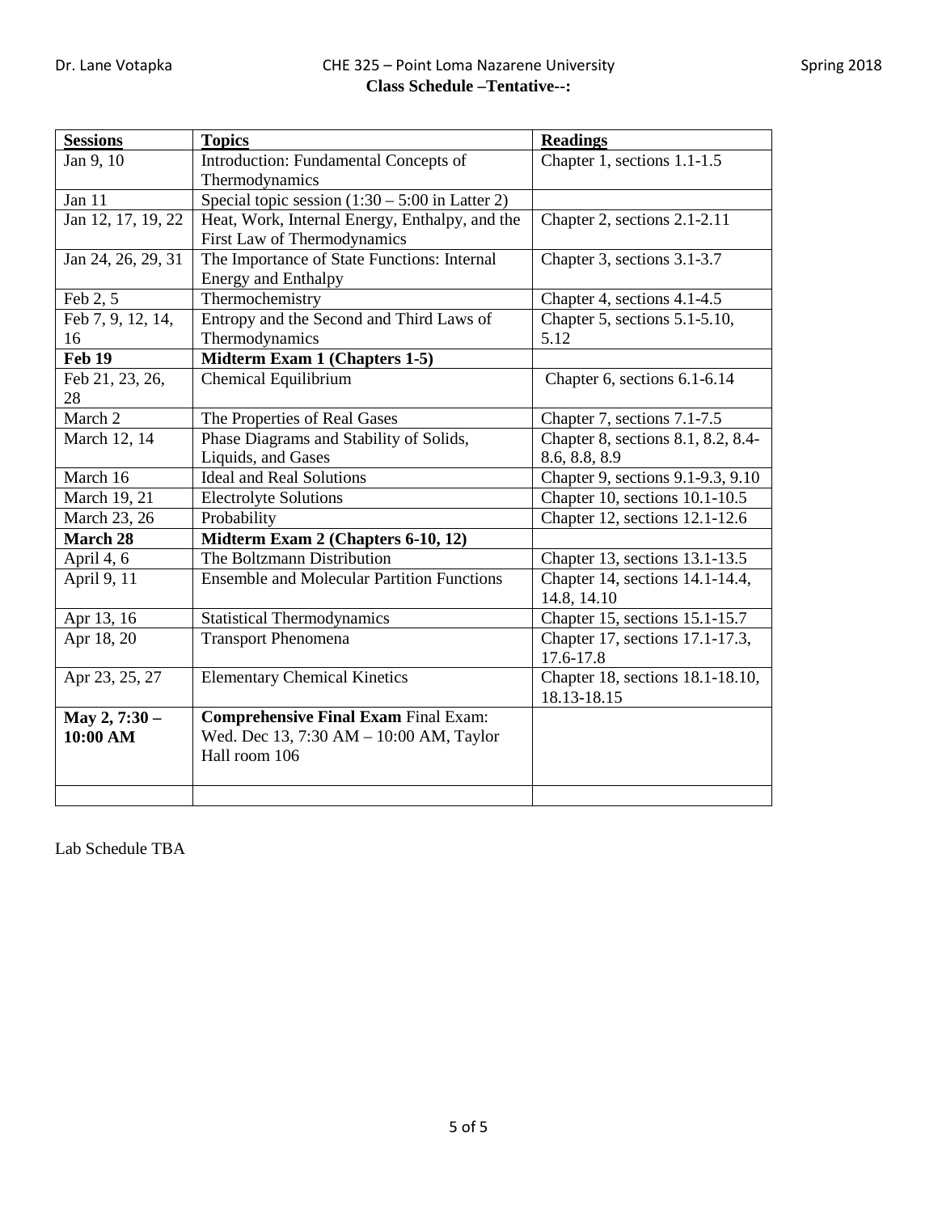**Class Schedule –Tentative--:**

| **Sessions** | **Topics** | **Readings** |
|---|---|---|
| Jan 9, 10 | Introduction: Fundamental Concepts of Thermodynamics | Chapter 1, sections 1.1-1.5 |
| Jan 11 | Special topic session (1:30 – 5:00 in Latter 2) | |
| Jan 12, 17, 19, 22 | Heat, Work, Internal Energy, Enthalpy, and the First Law of Thermodynamics | Chapter 2, sections 2.1-2.11 |
| Jan 24, 26, 29, 31 | The Importance of State Functions: Internal Energy and Enthalpy | Chapter 3, sections 3.1-3.7 |
| Feb 2, 5 | Thermochemistry | Chapter 4, sections 4.1-4.5 |
| Feb 7, 9, 12, 14, 16 | Entropy and the Second and Third Laws of Thermodynamics | Chapter 5, sections 5.1-5.10, 5.12 |
| **Feb 19** | **Midterm Exam 1 (Chapters 1-5)** | |
| Feb 21, 23, 26, 28 | Chemical Equilibrium | Chapter 6, sections 6.1-6.14 |
| March 2 | The Properties of Real Gases | Chapter 7, sections 7.1-7.5 |
| March 12, 14 | Phase Diagrams and Stability of Solids, Liquids, and Gases | Chapter 8, sections 8.1, 8.2, 8.4-8.6, 8.8, 8.9 |
| March 16 | Ideal and Real Solutions | Chapter 9, sections 9.1-9.3, 9.10 |
| March 19, 21 | Electrolyte Solutions | Chapter 10, sections 10.1-10.5 |
| March 23, 26 | Probability | Chapter 12, sections 12.1-12.6 |
| **March 28** | **Midterm Exam 2 (Chapters 6-10, 12)** | |
| April 4, 6 | The Boltzmann Distribution | Chapter 13, sections 13.1-13.5 |
| April 9, 11 | Ensemble and Molecular Partition Functions | Chapter 14, sections 14.1-14.4, 14.8, 14.10 |
| Apr 13, 16 | Statistical Thermodynamics | Chapter 15, sections 15.1-15.7 |
| Apr 18, 20 | Transport Phenomena | Chapter 17, sections 17.1-17.3, 17.6-17.8 |
| Apr 23, 25, 27 | Elementary Chemical Kinetics | Chapter 18, sections 18.1-18.10, 18.13-18.15 |
| **May 2, 7:30 – 10:00 AM** | **Comprehensive Final Exam** Final Exam: Wed. Dec 13, 7:30 AM – 10:00 AM, Taylor Hall room 106 | |
| | | |

Lab Schedule TBA